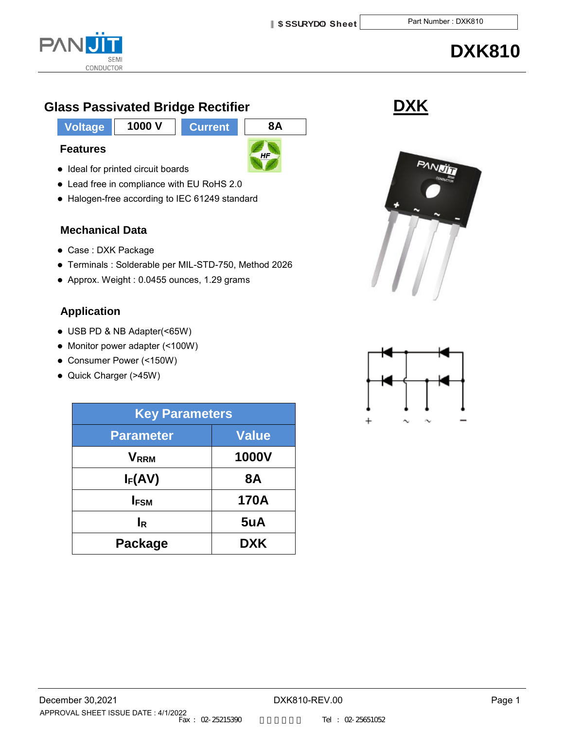# DXK810

## Glass Passivated Bridge Rectifier

| Voltage | 1000 V | Current | 8A |
|---|---|---|---|

### Features

- Ideal for printed circuit boards
- Lead free in compliance with EU RoHS 2.0
- Halogen-free according to IEC 61249 standard

### Mechanical Data

- Case : DXK Package
- Terminals : Solderable per MIL-STD-750, Method 2026
- Approx. Weight : 0.0455 ounces, 1.29 grams

### Application

- USB PD & NB Adapter(<65W)
- Monitor power adapter (<100W)
- Consumer Power (<150W)
- Quick Charger (>45W)

**DXK**

| Key Parameters | |
|---|---|
| **Parameter** | **Value** |
| $V_{RRM}$ | 1000V |
| $I_F(AV)$ | 8A |
| $I_{FSM}$ | 170A |
| $I_R$ | 5uA |
| Package | DXK |

December 30,2021 DXK810-REV.00

APPROVAL SHEET ISSUE DATE : 4/1/2022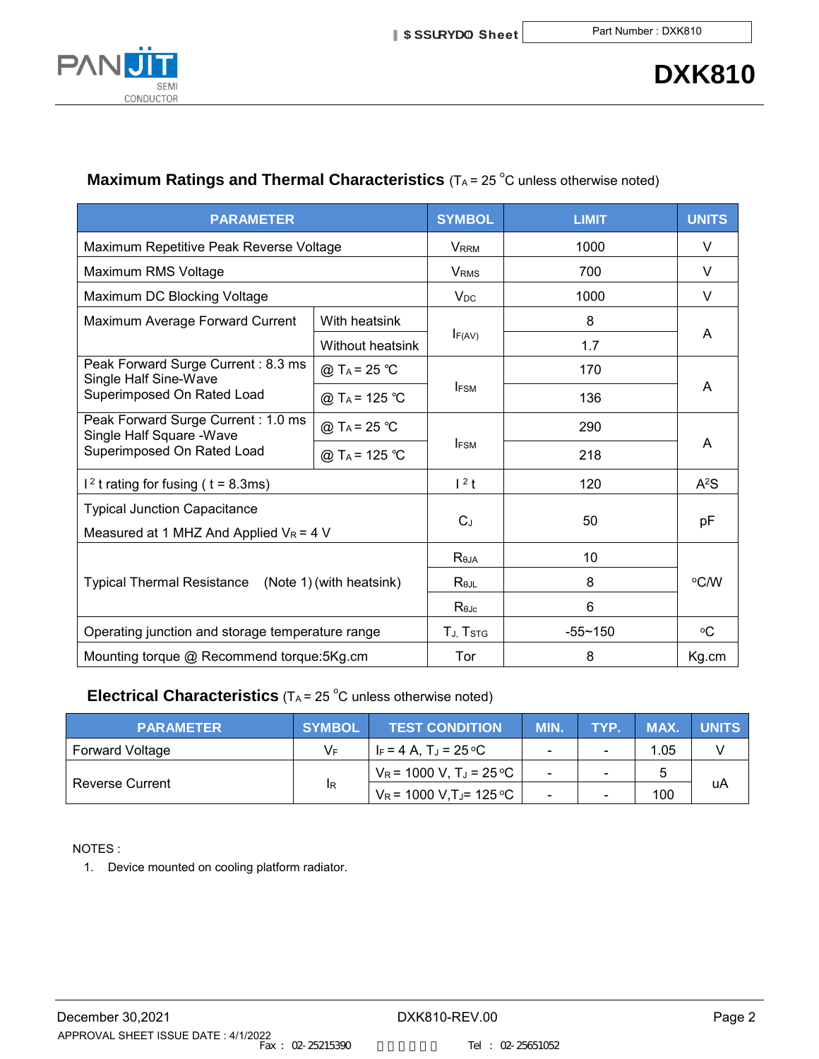# DXK810

## Maximum Ratings and Thermal Characteristics ($T_A$ = 25 °C unless otherwise noted)

| PARAMETER | | SYMBOL | LIMIT | UNITS |
|---|---|---|---|---|
| Maximum Repetitive Peak Reverse Voltage | | $V_{RRM}$ | 1000 | V |
| Maximum RMS Voltage | | $V_{RMS}$ | 700 | V |
| Maximum DC Blocking Voltage | | $V_{DC}$ | 1000 | V |
| Maximum Average Forward Current | With heatsink | $I_{F(AV)}$ | 8 | A |
| | Without heatsink | | 1.7 | |
| Peak Forward Surge Current : 8.3 ms Single Half Sine-Wave Superimposed On Rated Load | @ $T_A$ = 25 ℃ | $I_{FSM}$ | 170 | A |
| | @ $T_A$ = 125 ℃ | | 136 | |
| Peak Forward Surge Current : 1.0 ms Single Half Square -Wave Superimposed On Rated Load | @ $T_A$ = 25 ℃ | $I_{FSM}$ | 290 | A |
| | @ $T_A$ = 125 ℃ | | 218 | |
| $I^2t$ rating for fusing ( t = 8.3ms) | | $I^2t$ | 120 | $A^2S$ |
| Typical Junction Capacitance Measured at 1 MHZ And Applied $V_R$ = 4 V | | $C_J$ | 50 | pF |
| Typical Thermal Resistance (Note 1) (with heatsink) | | $R_{\theta JA}$ | 10 | °C/W |
| | | $R_{\theta JL}$ | 8 | |
| | | $R_{\theta Jc}$ | 6 | |
| Operating junction and storage temperature range | | $T_J$, $T_{STG}$ | -55~150 | °C |
| Mounting torque @ Recommend torque:5Kg.cm | | Tor | 8 | Kg.cm |

## Electrical Characteristics ($T_A$ = 25 °C unless otherwise noted)

| PARAMETER | SYMBOL | TEST CONDITION | MIN. | TYP. | MAX. | UNITS |
|---|---|---|---|---|---|---|
| Forward Voltage | $V_F$ | $I_F$ = 4 A, $T_J$ = 25 °C | - | - | 1.05 | V |
| Reverse Current | $I_R$ | $V_R$ = 1000 V, $T_J$ = 25 °C | - | - | 5 | uA |
| | | $V_R$ = 1000 V, $T_J$ = 125 °C | - | - | 100 | |

NOTES :

1. Device mounted on cooling platform radiator.

December 30,2021 DXK810-REV.00

APPROVAL SHEET ISSUE DATE : 4/1/2022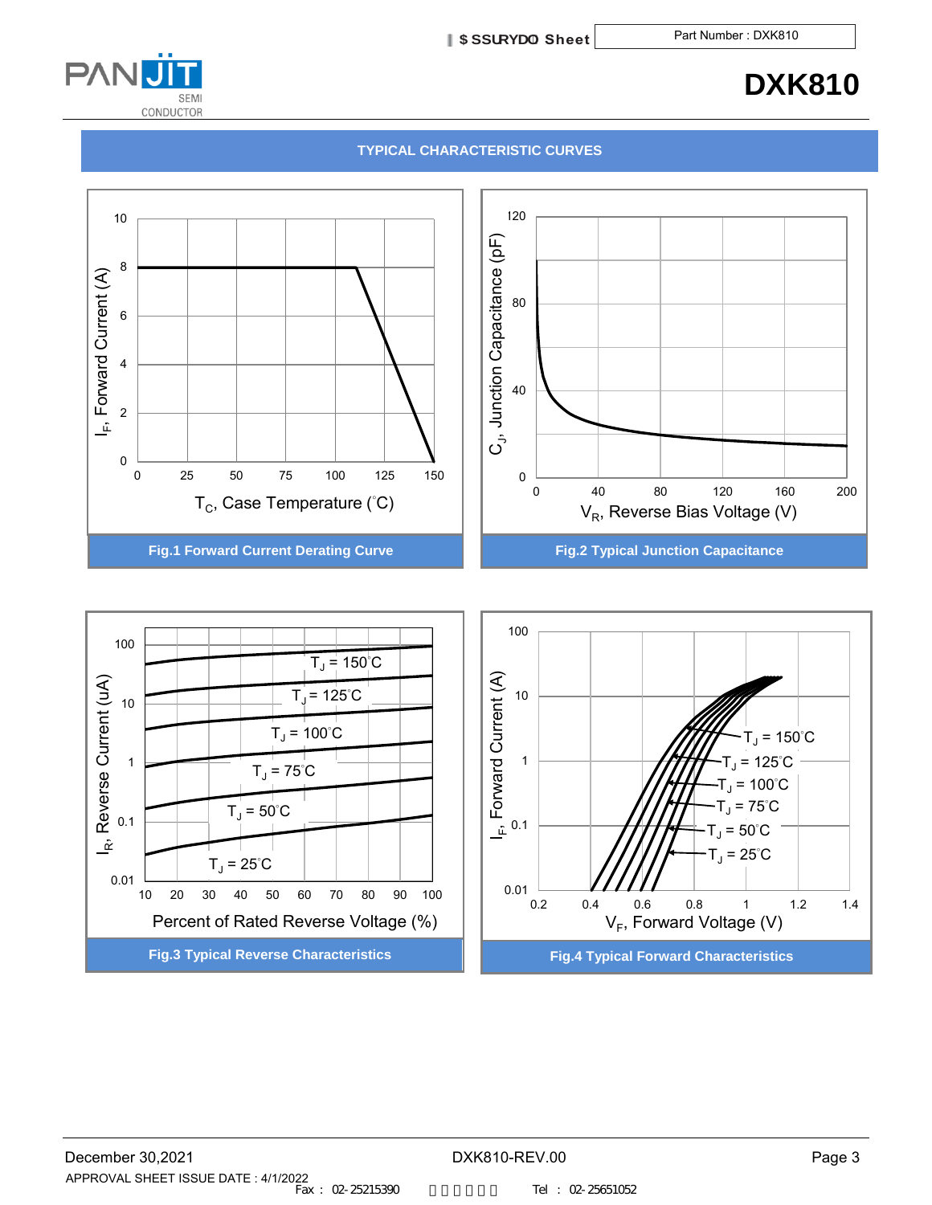# DXK810

## TYPICAL CHARACTERISTIC CURVES

10
8
6
4
2
0

$I_F$, Forward Current (A)

0 25 50 75 100 125 150

$T_C$, Case Temperature (°C)

Fig.1 Forward Current Derating Curve

120
80
40
0

$C_J$, Junction Capacitance (pF)

0 40 80 120 160 200

$V_R$, Reverse Bias Voltage (V)

Fig.2 Typical Junction Capacitance

100
10
1
0.1
0.01

$I_R$, Reverse Current (uA)

$T_J$ = 150°C
$T_J$ = 125°C
$T_J$ = 100°C
$T_J$ = 75°C
$T_J$ = 50°C
$T_J$ = 25°C

10 20 30 40 50 60 70 80 90 100

Percent of Rated Reverse Voltage (%)

Fig.3 Typical Reverse Characteristics

100
10
1
0.1
0.01

$I_F$, Forward Current (A)

$T_J$ = 150°C
$T_J$ = 125°C
$T_J$ = 100°C
$T_J$ = 75°C
$T_J$ = 50°C
$T_J$ = 25°C

0.2 0.4 0.6 0.8 1 1.2 1.4

$V_F$, Forward Voltage (V)

Fig.4 Typical Forward Characteristics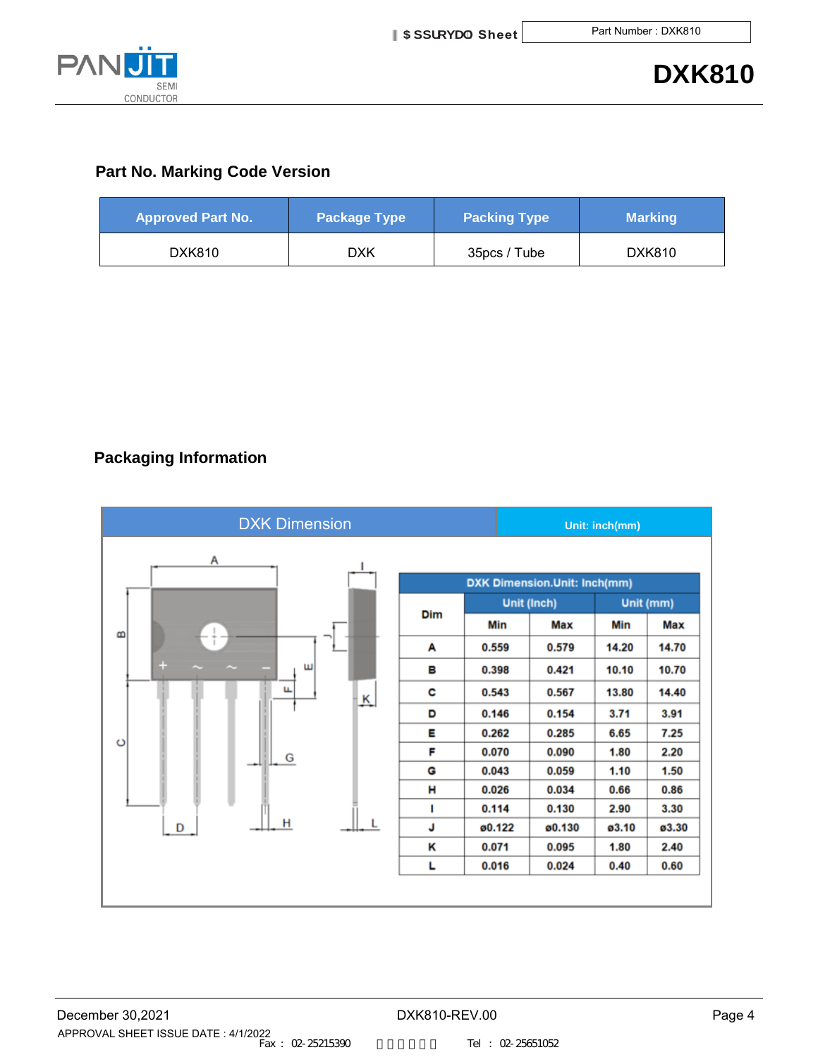## Part No. Marking Code Version

| Approved Part No. | Package Type | Packing Type | Marking |
|---|---|---|---|
| DXK810 | DXK | 35pcs / Tube | DXK810 |

## Packaging Information

**DXK Dimension** — Unit: inch(mm)

| Dim | Unit (Inch) | | Unit (mm) | |
|---|---|---|---|---|
| | Min | Max | Min | Max |
| A | 0.559 | 0.579 | 14.20 | 14.70 |
| B | 0.398 | 0.421 | 10.10 | 10.70 |
| C | 0.543 | 0.567 | 13.80 | 14.40 |
| D | 0.146 | 0.154 | 3.71 | 3.91 |
| E | 0.262 | 0.285 | 6.65 | 7.25 |
| F | 0.070 | 0.090 | 1.80 | 2.20 |
| G | 0.043 | 0.059 | 1.10 | 1.50 |
| H | 0.026 | 0.034 | 0.66 | 0.86 |
| I | 0.114 | 0.130 | 2.90 | 3.30 |
| J | ø0.122 | ø0.130 | ø3.10 | ø3.30 |
| K | 0.071 | 0.095 | 1.80 | 2.40 |
| L | 0.016 | 0.024 | 0.40 | 0.60 |

December 30,2021 DXK810-REV.00

APPROVAL SHEET ISSUE DATE : 4/1/2022

Fax : 02-25215390 Tel : 02-25651052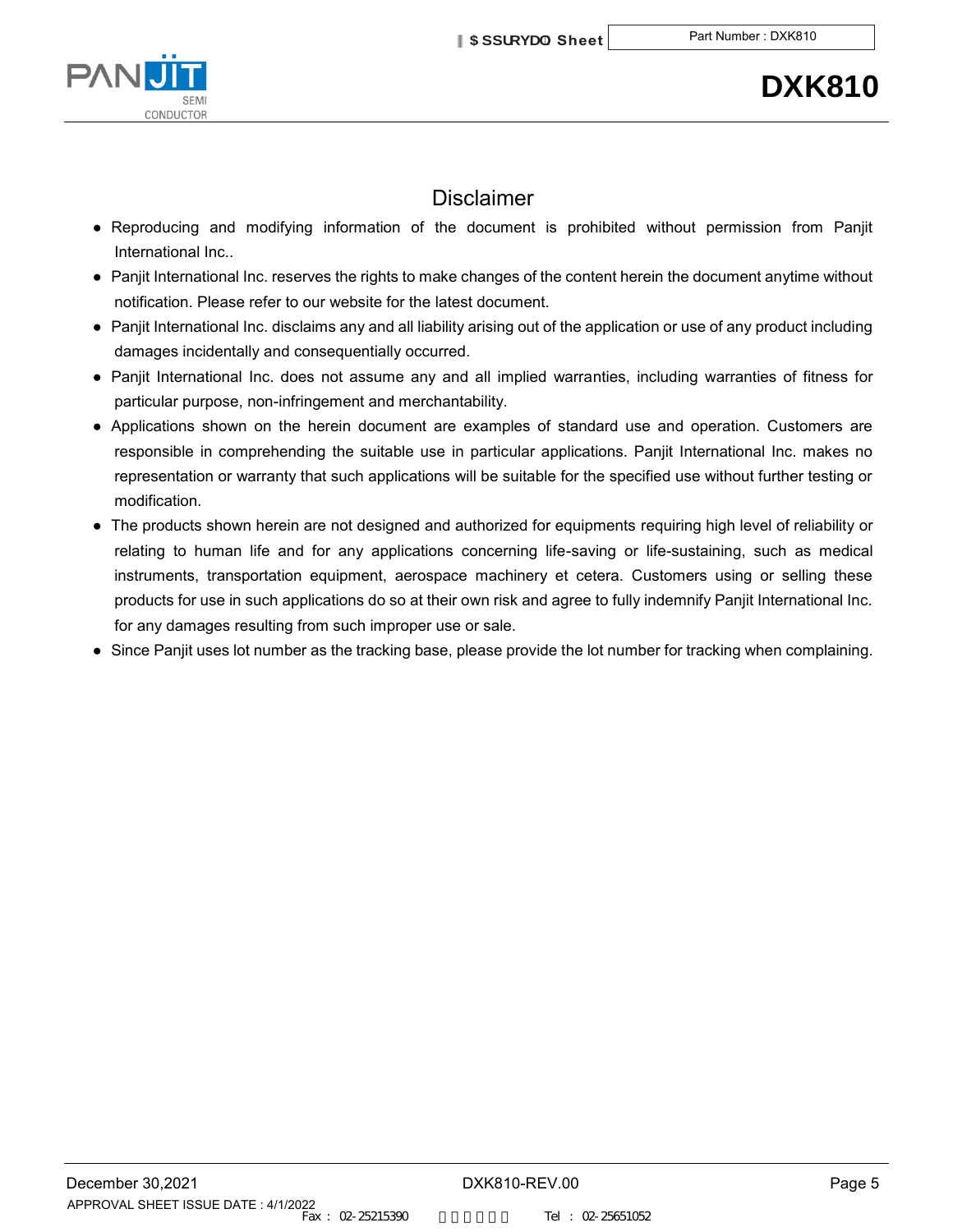# Disclaimer

- Reproducing and modifying information of the document is prohibited without permission from Panjit International Inc..
- Panjit International Inc. reserves the rights to make changes of the content herein the document anytime without notification. Please refer to our website for the latest document.
- Panjit International Inc. disclaims any and all liability arising out of the application or use of any product including damages incidentally and consequentially occurred.
- Panjit International Inc. does not assume any and all implied warranties, including warranties of fitness for particular purpose, non-infringement and merchantability.
- Applications shown on the herein document are examples of standard use and operation. Customers are responsible in comprehending the suitable use in particular applications. Panjit International Inc. makes no representation or warranty that such applications will be suitable for the specified use without further testing or modification.
- The products shown herein are not designed and authorized for equipments requiring high level of reliability or relating to human life and for any applications concerning life-saving or life-sustaining, such as medical instruments, transportation equipment, aerospace machinery et cetera. Customers using or selling these products for use in such applications do so at their own risk and agree to fully indemnify Panjit International Inc. for any damages resulting from such improper use or sale.
- Since Panjit uses lot number as the tracking base, please provide the lot number for tracking when complaining.